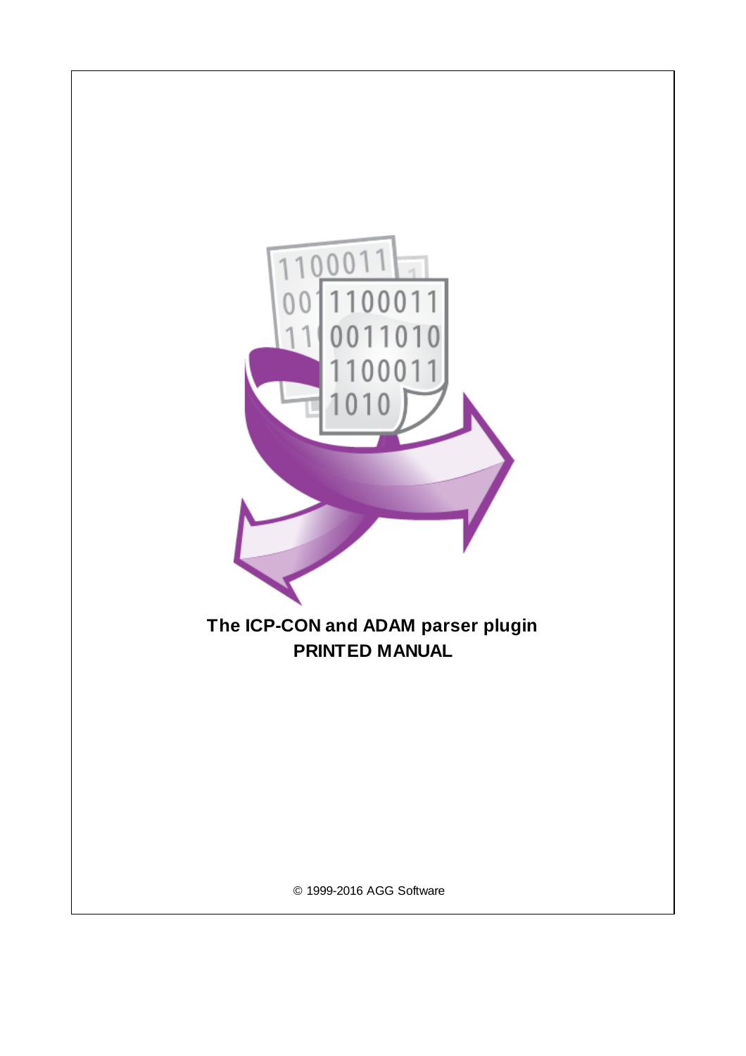# The ICP-CON and ADAM parser plugin

## PRINTED MANUAL

© 1999-2016 AGG Software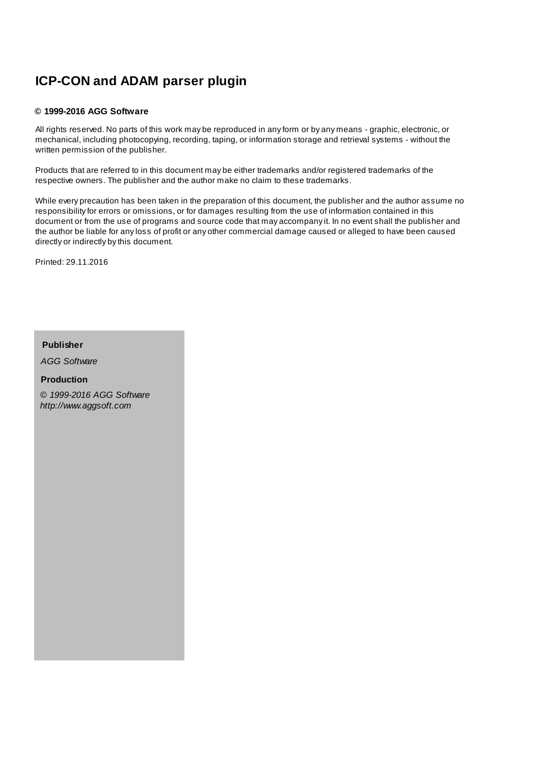# ICP-CON and ADAM parser plugin

**© 1999-2016 AGG Software**

All rights reserved. No parts of this work may be reproduced in any form or by any means - graphic, electronic, or mechanical, including photocopying, recording, taping, or information storage and retrieval systems - without the written permission of the publisher.

Products that are referred to in this document may be either trademarks and/or registered trademarks of the respective owners. The publisher and the author make no claim to these trademarks.

While every precaution has been taken in the preparation of this document, the publisher and the author assume no responsibility for errors or omissions, or for damages resulting from the use of information contained in this document or from the use of programs and source code that may accompany it. In no event shall the publisher and the author be liable for any loss of profit or any other commercial damage caused or alleged to have been caused directly or indirectly by this document.

Printed: 29.11.2016

**Publisher**

*AGG Software*

**Production**

*© 1999-2016 AGG Software*
*http://www.aggsoft.com*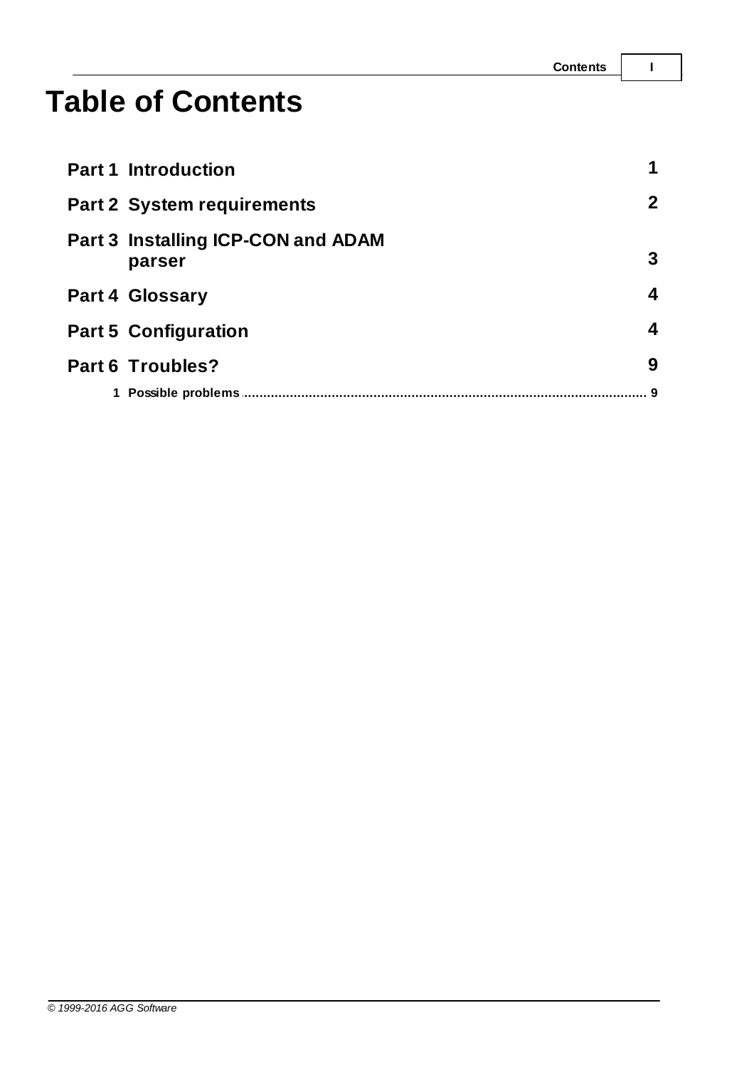# Table of Contents

**Part 1 Introduction** 1

**Part 2 System requirements** 2

**Part 3 Installing ICP-CON and ADAM parser** 3

**Part 4 Glossary** 4

**Part 5 Configuration** 4

**Part 6 Troubles?** 9

1 Possible problems ........................................................................................................ 9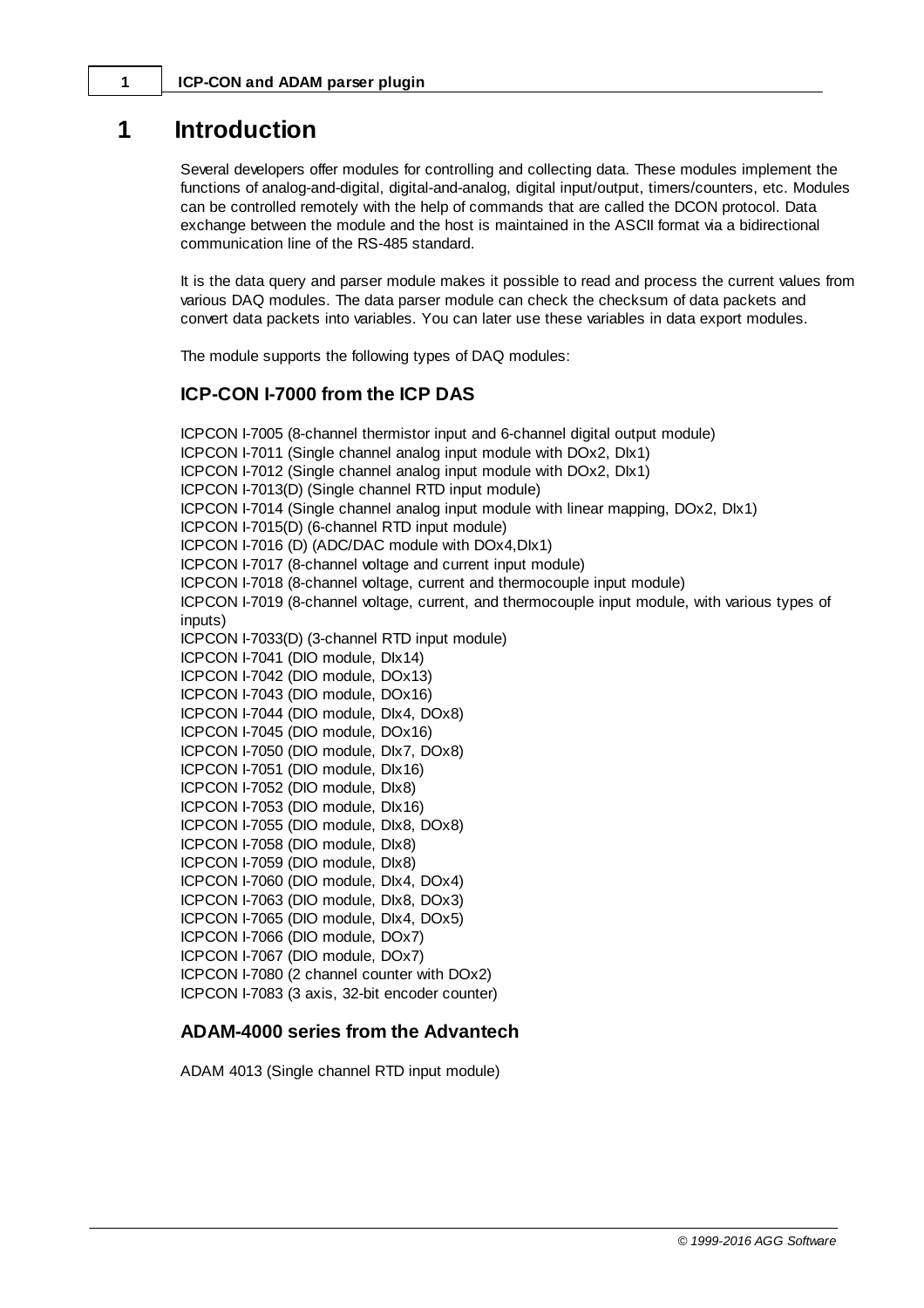# 1 Introduction

Several developers offer modules for controlling and collecting data. These modules implement the functions of analog-and-digital, digital-and-analog, digital input/output, timers/counters, etc. Modules can be controlled remotely with the help of commands that are called the DCON protocol. Data exchange between the module and the host is maintained in the ASCII format via a bidirectional communication line of the RS-485 standard.

It is the data query and parser module makes it possible to read and process the current values from various DAQ modules. The data parser module can check the checksum of data packets and convert data packets into variables. You can later use these variables in data export modules.

The module supports the following types of DAQ modules:

## ICP-CON I-7000 from the ICP DAS

ICPCON I-7005 (8-channel thermistor input and 6-channel digital output module)
ICPCON I-7011 (Single channel analog input module with DOx2, DIx1)
ICPCON I-7012 (Single channel analog input module with DOx2, DIx1)
ICPCON I-7013(D) (Single channel RTD input module)
ICPCON I-7014 (Single channel analog input module with linear mapping, DOx2, DIx1)
ICPCON I-7015(D) (6-channel RTD input module)
ICPCON I-7016 (D) (ADC/DAC module with DOx4,DIx1)
ICPCON I-7017 (8-channel voltage and current input module)
ICPCON I-7018 (8-channel voltage, current and thermocouple input module)
ICPCON I-7019 (8-channel voltage, current, and thermocouple input module, with various types of inputs)
ICPCON I-7033(D) (3-channel RTD input module)
ICPCON I-7041 (DIO module, DIx14)
ICPCON I-7042 (DIO module, DOx13)
ICPCON I-7043 (DIO module, DOx16)
ICPCON I-7044 (DIO module, DIx4, DOx8)
ICPCON I-7045 (DIO module, DOx16)
ICPCON I-7050 (DIO module, DIx7, DOx8)
ICPCON I-7051 (DIO module, DIx16)
ICPCON I-7052 (DIO module, DIx8)
ICPCON I-7053 (DIO module, DIx16)
ICPCON I-7055 (DIO module, DIx8, DOx8)
ICPCON I-7058 (DIO module, DIx8)
ICPCON I-7059 (DIO module, DIx8)
ICPCON I-7060 (DIO module, DIx4, DOx4)
ICPCON I-7063 (DIO module, DIx8, DOx3)
ICPCON I-7065 (DIO module, DIx4, DOx5)
ICPCON I-7066 (DIO module, DOx7)
ICPCON I-7067 (DIO module, DOx7)
ICPCON I-7080 (2 channel counter with DOx2)
ICPCON I-7083 (3 axis, 32-bit encoder counter)

## ADAM-4000 series from the Advantech

ADAM 4013 (Single channel RTD input module)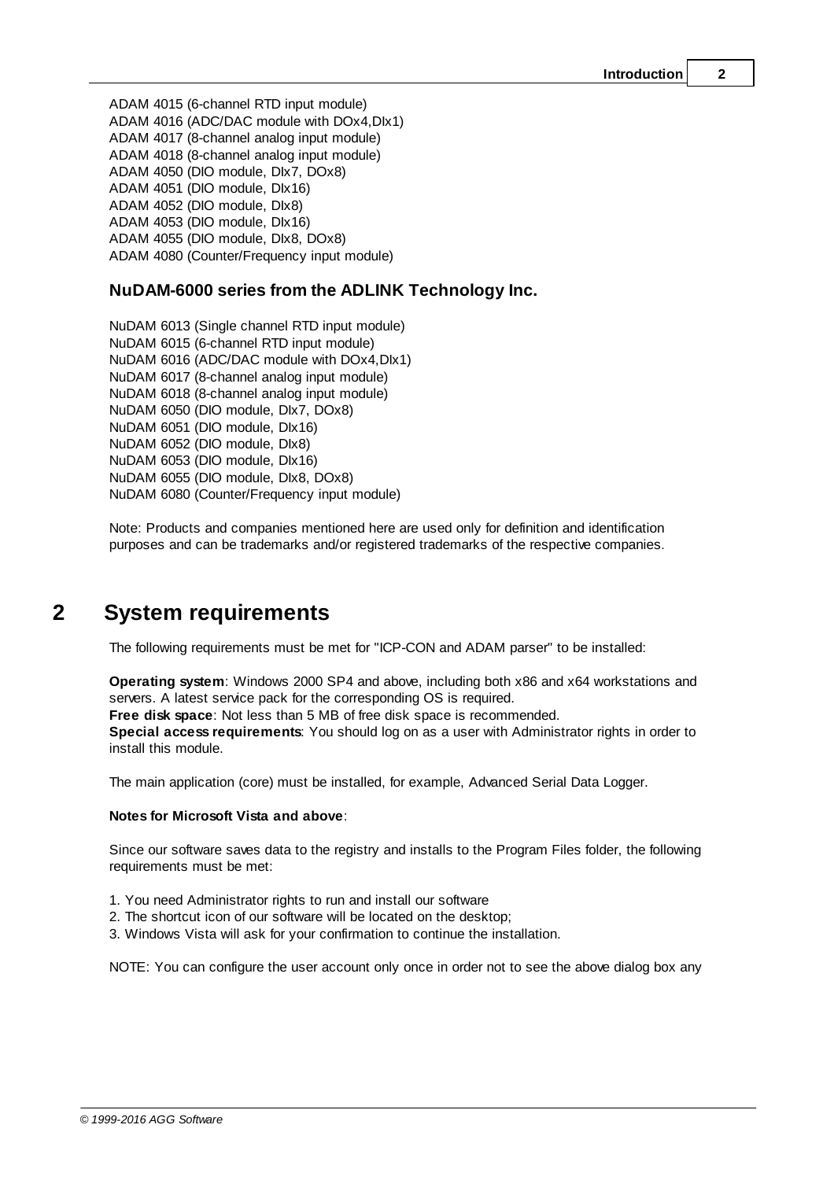ADAM 4015 (6-channel RTD input module)
ADAM 4016 (ADC/DAC module with DOx4,DIx1)
ADAM 4017 (8-channel analog input module)
ADAM 4018 (8-channel analog input module)
ADAM 4050 (DIO module, DIx7, DOx8)
ADAM 4051 (DIO module, DIx16)
ADAM 4052 (DIO module, DIx8)
ADAM 4053 (DIO module, DIx16)
ADAM 4055 (DIO module, DIx8, DOx8)
ADAM 4080 (Counter/Frequency input module)

### NuDAM-6000 series from the ADLINK Technology Inc.

NuDAM 6013 (Single channel RTD input module)
NuDAM 6015 (6-channel RTD input module)
NuDAM 6016 (ADC/DAC module with DOx4,DIx1)
NuDAM 6017 (8-channel analog input module)
NuDAM 6018 (8-channel analog input module)
NuDAM 6050 (DIO module, DIx7, DOx8)
NuDAM 6051 (DIO module, DIx16)
NuDAM 6052 (DIO module, DIx8)
NuDAM 6053 (DIO module, DIx16)
NuDAM 6055 (DIO module, DIx8, DOx8)
NuDAM 6080 (Counter/Frequency input module)

Note: Products and companies mentioned here are used only for definition and identification purposes and can be trademarks and/or registered trademarks of the respective companies.

# 2 System requirements

The following requirements must be met for "ICP-CON and ADAM parser" to be installed:

**Operating system**: Windows 2000 SP4 and above, including both x86 and x64 workstations and servers. A latest service pack for the corresponding OS is required.
**Free disk space**: Not less than 5 MB of free disk space is recommended.
**Special access requirements**: You should log on as a user with Administrator rights in order to install this module.

The main application (core) must be installed, for example, Advanced Serial Data Logger.

**Notes for Microsoft Vista and above**:

Since our software saves data to the registry and installs to the Program Files folder, the following requirements must be met:

1. You need Administrator rights to run and install our software
2. The shortcut icon of our software will be located on the desktop;
3. Windows Vista will ask for your confirmation to continue the installation.

NOTE: You can configure the user account only once in order not to see the above dialog box any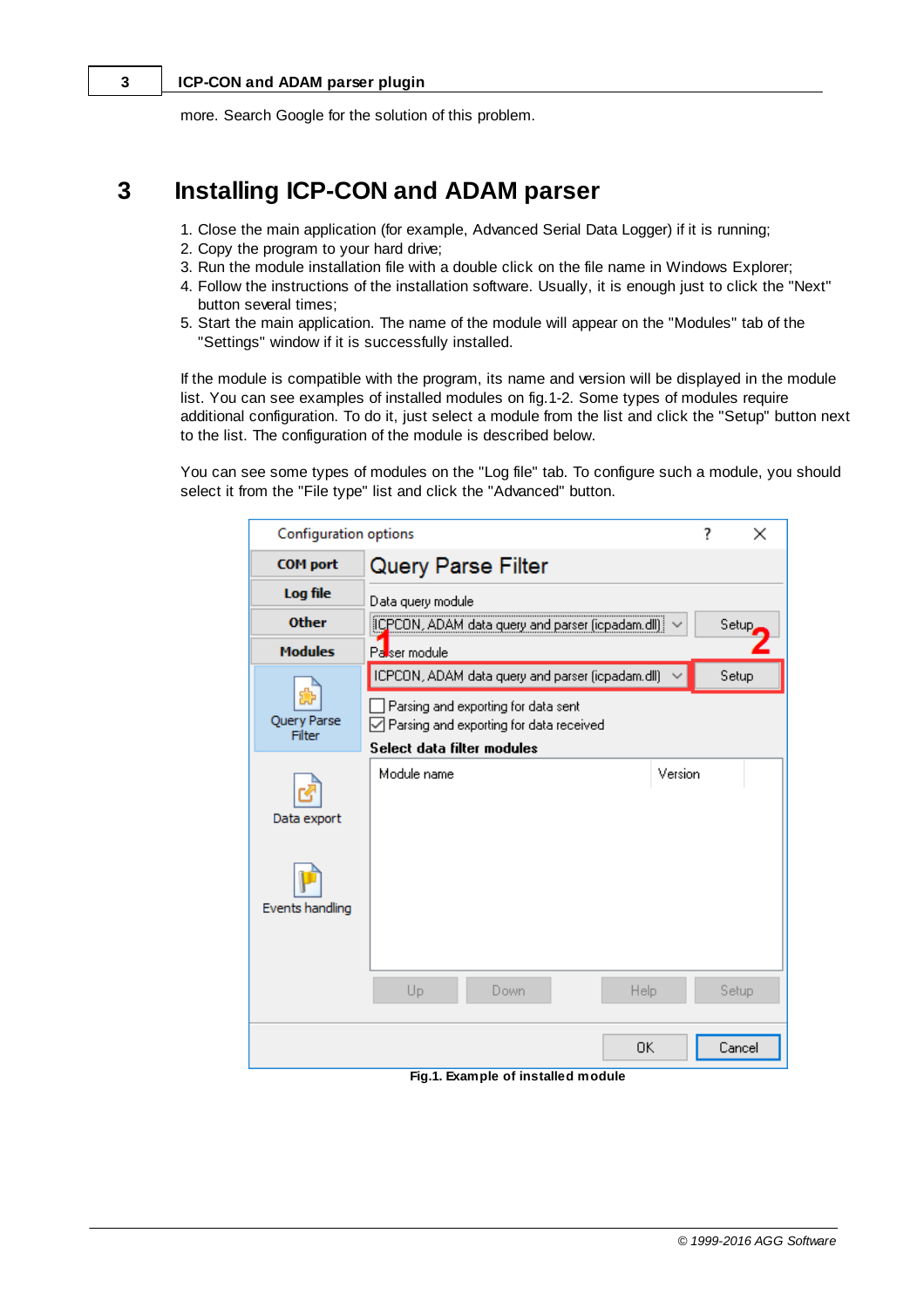more. Search Google for the solution of this problem.

# 3 Installing ICP-CON and ADAM parser

1. Close the main application (for example, Advanced Serial Data Logger) if it is running;
2. Copy the program to your hard drive;
3. Run the module installation file with a double click on the file name in Windows Explorer;
4. Follow the instructions of the installation software. Usually, it is enough just to click the "Next" button several times;
5. Start the main application. The name of the module will appear on the "Modules" tab of the "Settings" window if it is successfully installed.

If the module is compatible with the program, its name and version will be displayed in the module list. You can see examples of installed modules on fig.1-2. Some types of modules require additional configuration. To do it, just select a module from the list and click the "Setup" button next to the list. The configuration of the module is described below.

You can see some types of modules on the "Log file" tab. To configure such a module, you should select it from the "File type" list and click the "Advanced" button.

**Fig.1. Example of installed module**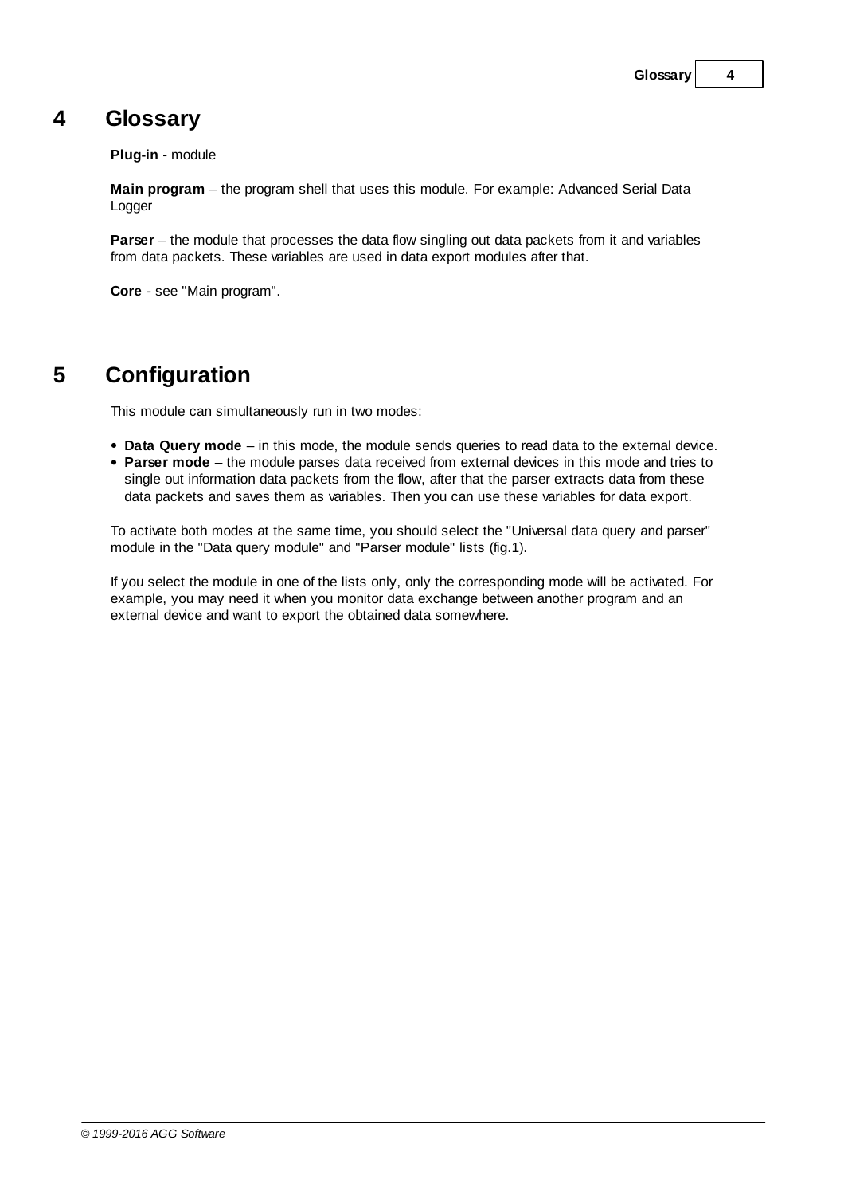# 4 Glossary

**Plug-in** - module

**Main program** – the program shell that uses this module. For example: Advanced Serial Data Logger

**Parser** – the module that processes the data flow singling out data packets from it and variables from data packets. These variables are used in data export modules after that.

**Core** - see "Main program".

# 5 Configuration

This module can simultaneously run in two modes:

- **Data Query mode** – in this mode, the module sends queries to read data to the external device.
- **Parser mode** – the module parses data received from external devices in this mode and tries to single out information data packets from the flow, after that the parser extracts data from these data packets and saves them as variables. Then you can use these variables for data export.

To activate both modes at the same time, you should select the "Universal data query and parser" module in the "Data query module" and "Parser module" lists (fig.1).

If you select the module in one of the lists only, only the corresponding mode will be activated. For example, you may need it when you monitor data exchange between another program and an external device and want to export the obtained data somewhere.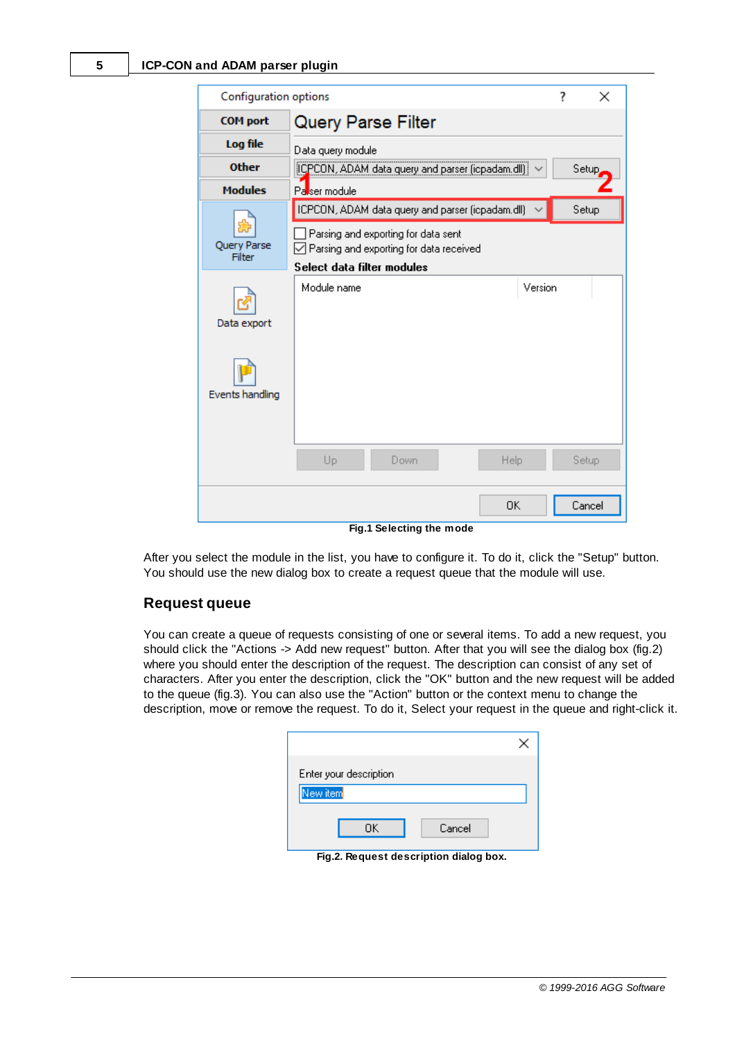Fig.1 Selecting the mode

After you select the module in the list, you have to configure it. To do it, click the "Setup" button. You should use the new dialog box to create a request queue that the module will use.

## Request queue

You can create a queue of requests consisting of one or several items. To add a new request, you should click the "Actions -> Add new request" button. After that you will see the dialog box (fig.2) where you should enter the description of the request. The description can consist of any set of characters. After you enter the description, click the "OK" button and the new request will be added to the queue (fig.3). You can also use the "Action" button or the context menu to change the description, move or remove the request. To do it, Select your request in the queue and right-click it.

Fig.2. Request description dialog box.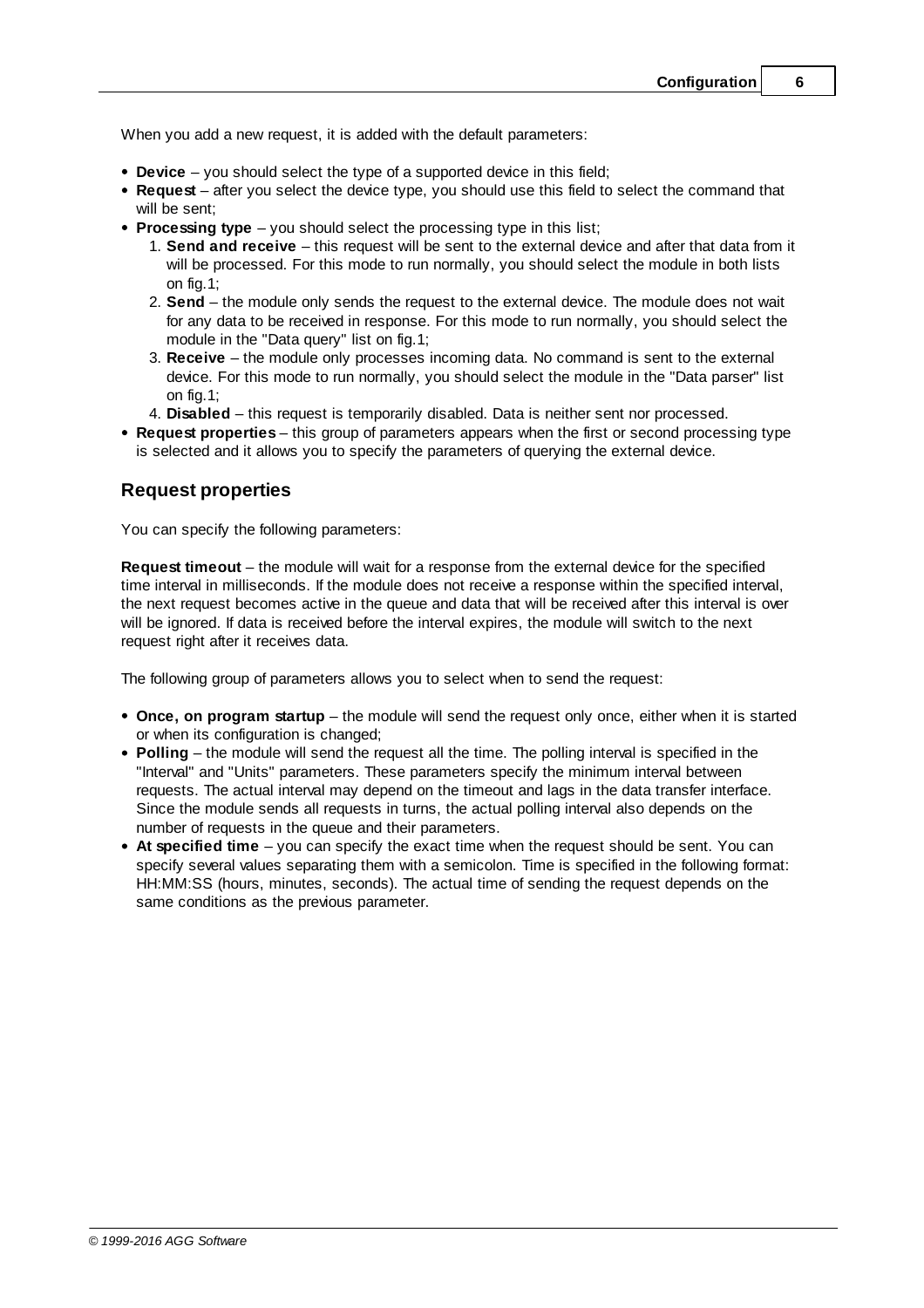When you add a new request, it is added with the default parameters:

- **Device** – you should select the type of a supported device in this field;
- **Request** – after you select the device type, you should use this field to select the command that will be sent;
- **Processing type** – you should select the processing type in this list;
  1. **Send and receive** – this request will be sent to the external device and after that data from it will be processed. For this mode to run normally, you should select the module in both lists on fig.1;
  2. **Send** – the module only sends the request to the external device. The module does not wait for any data to be received in response. For this mode to run normally, you should select the module in the "Data query" list on fig.1;
  3. **Receive** – the module only processes incoming data. No command is sent to the external device. For this mode to run normally, you should select the module in the "Data parser" list on fig.1;
  4. **Disabled** – this request is temporarily disabled. Data is neither sent nor processed.
- **Request properties** – this group of parameters appears when the first or second processing type is selected and it allows you to specify the parameters of querying the external device.

## Request properties

You can specify the following parameters:

**Request timeout** – the module will wait for a response from the external device for the specified time interval in milliseconds. If the module does not receive a response within the specified interval, the next request becomes active in the queue and data that will be received after this interval is over will be ignored. If data is received before the interval expires, the module will switch to the next request right after it receives data.

The following group of parameters allows you to select when to send the request:

- **Once, on program startup** – the module will send the request only once, either when it is started or when its configuration is changed;
- **Polling** – the module will send the request all the time. The polling interval is specified in the "Interval" and "Units" parameters. These parameters specify the minimum interval between requests. The actual interval may depend on the timeout and lags in the data transfer interface. Since the module sends all requests in turns, the actual polling interval also depends on the number of requests in the queue and their parameters.
- **At specified time** – you can specify the exact time when the request should be sent. You can specify several values separating them with a semicolon. Time is specified in the following format: HH:MM:SS (hours, minutes, seconds). The actual time of sending the request depends on the same conditions as the previous parameter.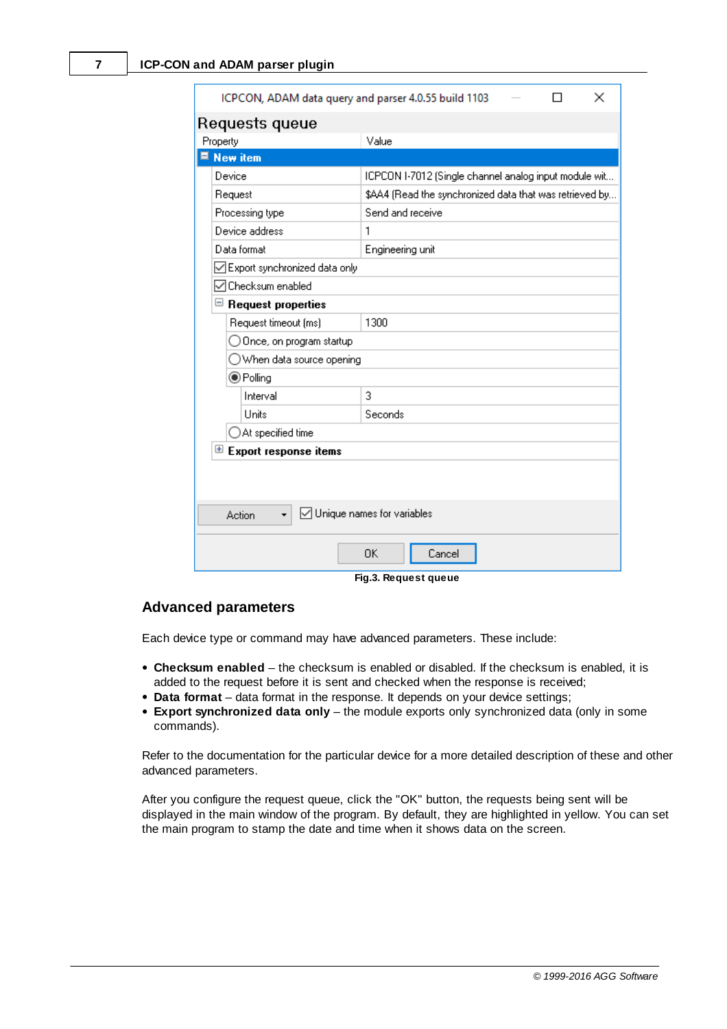Fig.3. Request queue

## Advanced parameters

Each device type or command may have advanced parameters. These include:

- **Checksum enabled** – the checksum is enabled or disabled. If the checksum is enabled, it is added to the request before it is sent and checked when the response is received;
- **Data format** – data format in the response. It depends on your device settings;
- **Export synchronized data only** – the module exports only synchronized data (only in some commands).

Refer to the documentation for the particular device for a more detailed description of these and other advanced parameters.

After you configure the request queue, click the "OK" button, the requests being sent will be displayed in the main window of the program. By default, they are highlighted in yellow. You can set the main program to stamp the date and time when it shows data on the screen.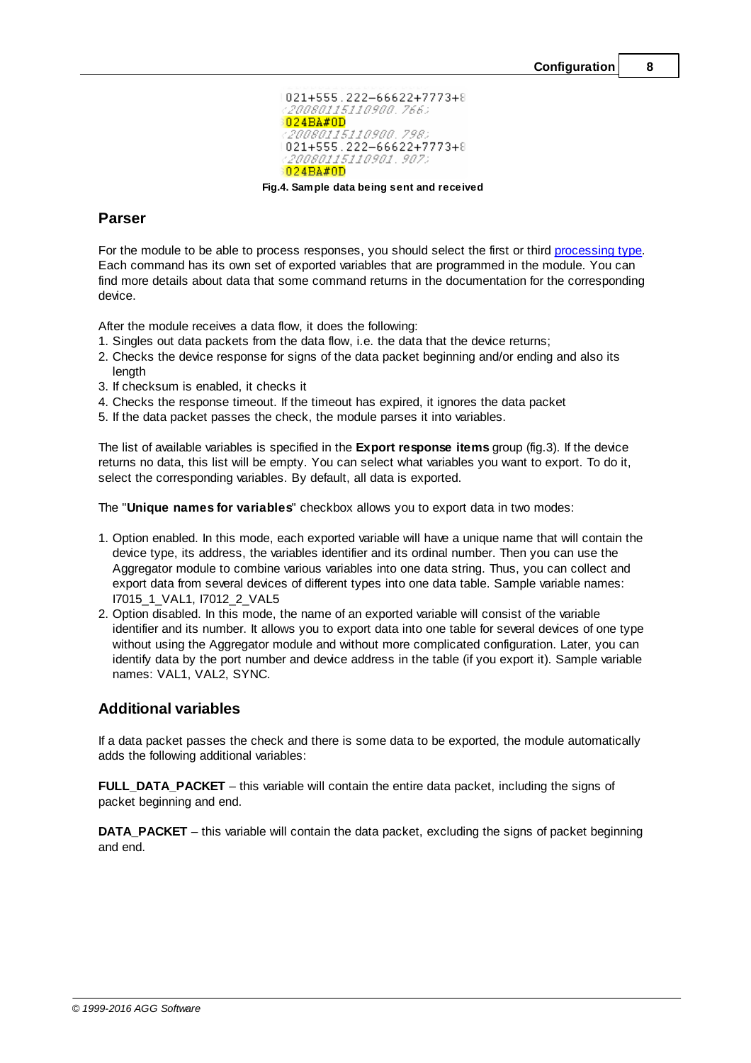```
021+555.222-66622+7773+8
<20080115110900.766>
024BA#0D
<20080115110900.798>
021+555.222-66622+7773+8
<20080115110901.907>
024BA#0D
```

**Fig.4. Sample data being sent and received**

## Parser

For the module to be able to process responses, you should select the first or third processing type. Each command has its own set of exported variables that are programmed in the module. You can find more details about data that some command returns in the documentation for the corresponding device.

After the module receives a data flow, it does the following:

1. Singles out data packets from the data flow, i.e. the data that the device returns;
2. Checks the device response for signs of the data packet beginning and/or ending and also its length
3. If checksum is enabled, it checks it
4. Checks the response timeout. If the timeout has expired, it ignores the data packet
5. If the data packet passes the check, the module parses it into variables.

The list of available variables is specified in the **Export response items** group (fig.3). If the device returns no data, this list will be empty. You can select what variables you want to export. To do it, select the corresponding variables. By default, all data is exported.

The "**Unique names for variables**" checkbox allows you to export data in two modes:

1. Option enabled. In this mode, each exported variable will have a unique name that will contain the device type, its address, the variables identifier and its ordinal number. Then you can use the Aggregator module to combine various variables into one data string. Thus, you can collect and export data from several devices of different types into one data table. Sample variable names: I7015_1_VAL1, I7012_2_VAL5
2. Option disabled. In this mode, the name of an exported variable will consist of the variable identifier and its number. It allows you to export data into one table for several devices of one type without using the Aggregator module and without more complicated configuration. Later, you can identify data by the port number and device address in the table (if you export it). Sample variable names: VAL1, VAL2, SYNC.

## Additional variables

If a data packet passes the check and there is some data to be exported, the module automatically adds the following additional variables:

**FULL_DATA_PACKET** – this variable will contain the entire data packet, including the signs of packet beginning and end.

**DATA_PACKET** – this variable will contain the data packet, excluding the signs of packet beginning and end.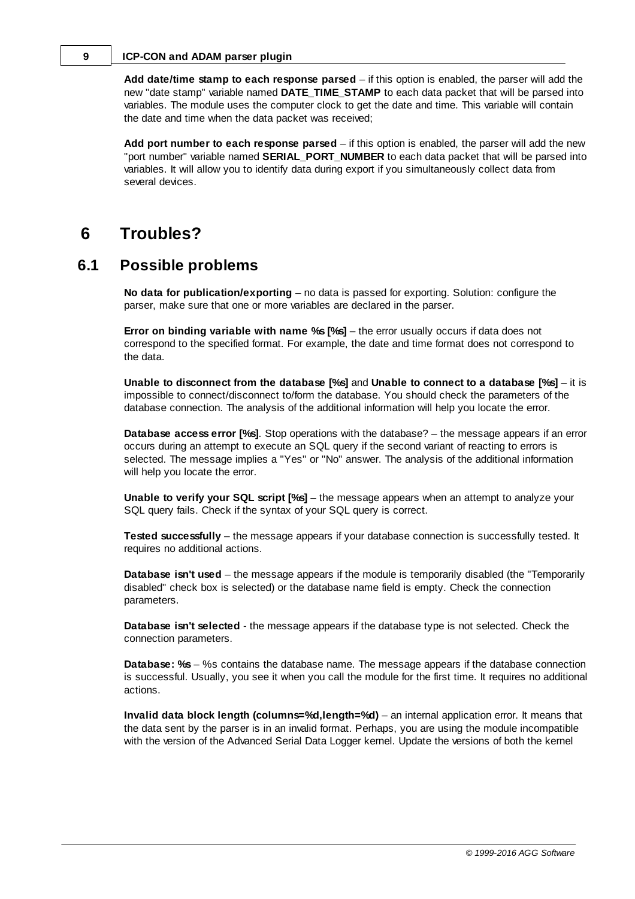**Add date/time stamp to each response parsed** – if this option is enabled, the parser will add the new "date stamp" variable named **DATE_TIME_STAMP** to each data packet that will be parsed into variables. The module uses the computer clock to get the date and time. This variable will contain the date and time when the data packet was received;

**Add port number to each response parsed** – if this option is enabled, the parser will add the new "port number" variable named **SERIAL_PORT_NUMBER** to each data packet that will be parsed into variables. It will allow you to identify data during export if you simultaneously collect data from several devices.

# 6 Troubles?

## 6.1 Possible problems

**No data for publication/exporting** – no data is passed for exporting. Solution: configure the parser, make sure that one or more variables are declared in the parser.

**Error on binding variable with name %s [%s]** – the error usually occurs if data does not correspond to the specified format. For example, the date and time format does not correspond to the data.

**Unable to disconnect from the database [%s]** and **Unable to connect to a database [%s]** – it is impossible to connect/disconnect to/form the database. You should check the parameters of the database connection. The analysis of the additional information will help you locate the error.

**Database access error [%s]**. Stop operations with the database? – the message appears if an error occurs during an attempt to execute an SQL query if the second variant of reacting to errors is selected. The message implies a "Yes" or "No" answer. The analysis of the additional information will help you locate the error.

**Unable to verify your SQL script [%s]** – the message appears when an attempt to analyze your SQL query fails. Check if the syntax of your SQL query is correct.

**Tested successfully** – the message appears if your database connection is successfully tested. It requires no additional actions.

**Database isn't used** – the message appears if the module is temporarily disabled (the "Temporarily disabled" check box is selected) or the database name field is empty. Check the connection parameters.

**Database isn't selected** - the message appears if the database type is not selected. Check the connection parameters.

**Database: %s** – %s contains the database name. The message appears if the database connection is successful. Usually, you see it when you call the module for the first time. It requires no additional actions.

**Invalid data block length (columns=%d,length=%d)** – an internal application error. It means that the data sent by the parser is in an invalid format. Perhaps, you are using the module incompatible with the version of the Advanced Serial Data Logger kernel. Update the versions of both the kernel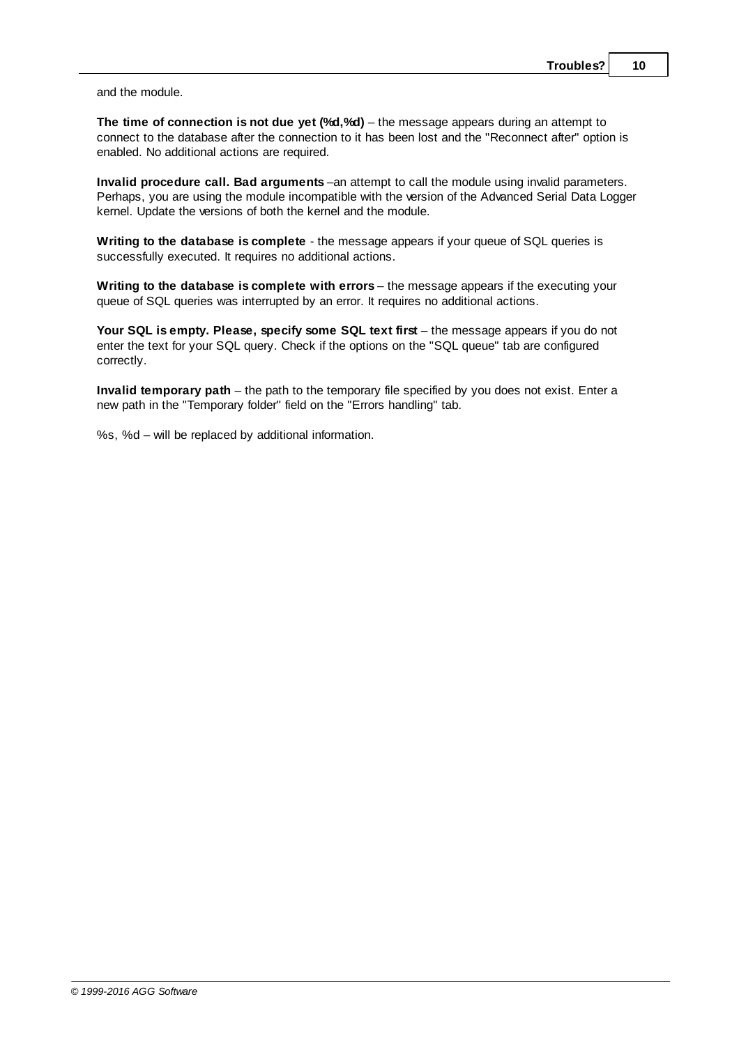and the module.

**The time of connection is not due yet (%d,%d)** – the message appears during an attempt to connect to the database after the connection to it has been lost and the "Reconnect after" option is enabled. No additional actions are required.

**Invalid procedure call. Bad arguments** –an attempt to call the module using invalid parameters. Perhaps, you are using the module incompatible with the version of the Advanced Serial Data Logger kernel. Update the versions of both the kernel and the module.

**Writing to the database is complete** - the message appears if your queue of SQL queries is successfully executed. It requires no additional actions.

**Writing to the database is complete with errors** – the message appears if the executing your queue of SQL queries was interrupted by an error. It requires no additional actions.

**Your SQL is empty. Please, specify some SQL text first** – the message appears if you do not enter the text for your SQL query. Check if the options on the "SQL queue" tab are configured correctly.

**Invalid temporary path** – the path to the temporary file specified by you does not exist. Enter a new path in the "Temporary folder" field on the "Errors handling" tab.

%s, %d – will be replaced by additional information.